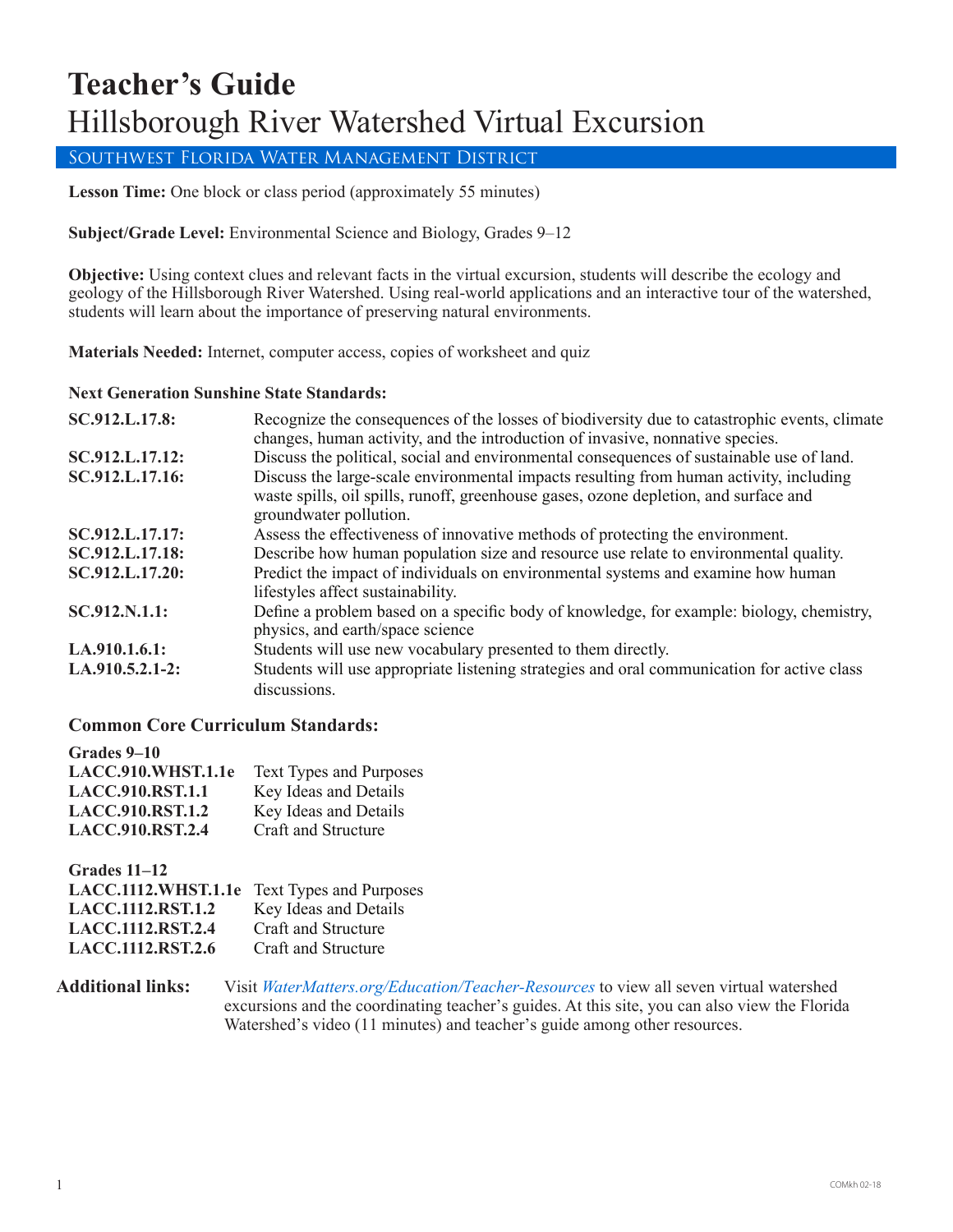# Teacher's Guide

## Hillsborough River Watershed Virtual Excursion

SOUTHWEST FLORIDA WATER MANAGEMENT DISTRICT

**Lesson Time:** One block or class period (approximately 55 minutes)

**Subject/Grade Level:** Environmental Science and Biology, Grades 9–12

**Objective:** Using context clues and relevant facts in the virtual excursion, students will describe the ecology and geology of the Hillsborough River Watershed. Using real-world applications and an interactive tour of the watershed, students will learn about the importance of preserving natural environments.

**Materials Needed:** Internet, computer access, copies of worksheet and quiz

**Next Generation Sunshine State Standards:**

| | |
|---|---|
| **SC.912.L.17.8:** | Recognize the consequences of the losses of biodiversity due to catastrophic events, climate changes, human activity, and the introduction of invasive, nonnative species. |
| **SC.912.L.17.12:** | Discuss the political, social and environmental consequences of sustainable use of land. |
| **SC.912.L.17.16:** | Discuss the large-scale environmental impacts resulting from human activity, including waste spills, oil spills, runoff, greenhouse gases, ozone depletion, and surface and groundwater pollution. |
| **SC.912.L.17.17:** | Assess the effectiveness of innovative methods of protecting the environment. |
| **SC.912.L.17.18:** | Describe how human population size and resource use relate to environmental quality. |
| **SC.912.L.17.20:** | Predict the impact of individuals on environmental systems and examine how human lifestyles affect sustainability. |
| **SC.912.N.1.1:** | Define a problem based on a specific body of knowledge, for example: biology, chemistry, physics, and earth/space science |
| **LA.910.1.6.1:** | Students will use new vocabulary presented to them directly. |
| **LA.910.5.2.1-2:** | Students will use appropriate listening strategies and oral communication for active class discussions. |

### Common Core Curriculum Standards:

**Grades 9–10**

| | |
|---|---|
| **LACC.910.WHST.1.1e** | Text Types and Purposes |
| **LACC.910.RST.1.1** | Key Ideas and Details |
| **LACC.910.RST.1.2** | Key Ideas and Details |
| **LACC.910.RST.2.4** | Craft and Structure |

**Grades 11–12**

| | |
|---|---|
| **LACC.1112.WHST.1.1e** | Text Types and Purposes |
| **LACC.1112.RST.1.2** | Key Ideas and Details |
| **LACC.1112.RST.2.4** | Craft and Structure |
| **LACC.1112.RST.2.6** | Craft and Structure |

**Additional links:** Visit *WaterMatters.org/Education/Teacher-Resources* to view all seven virtual watershed excursions and the coordinating teacher's guides. At this site, you can also view the Florida Watershed's video (11 minutes) and teacher's guide among other resources.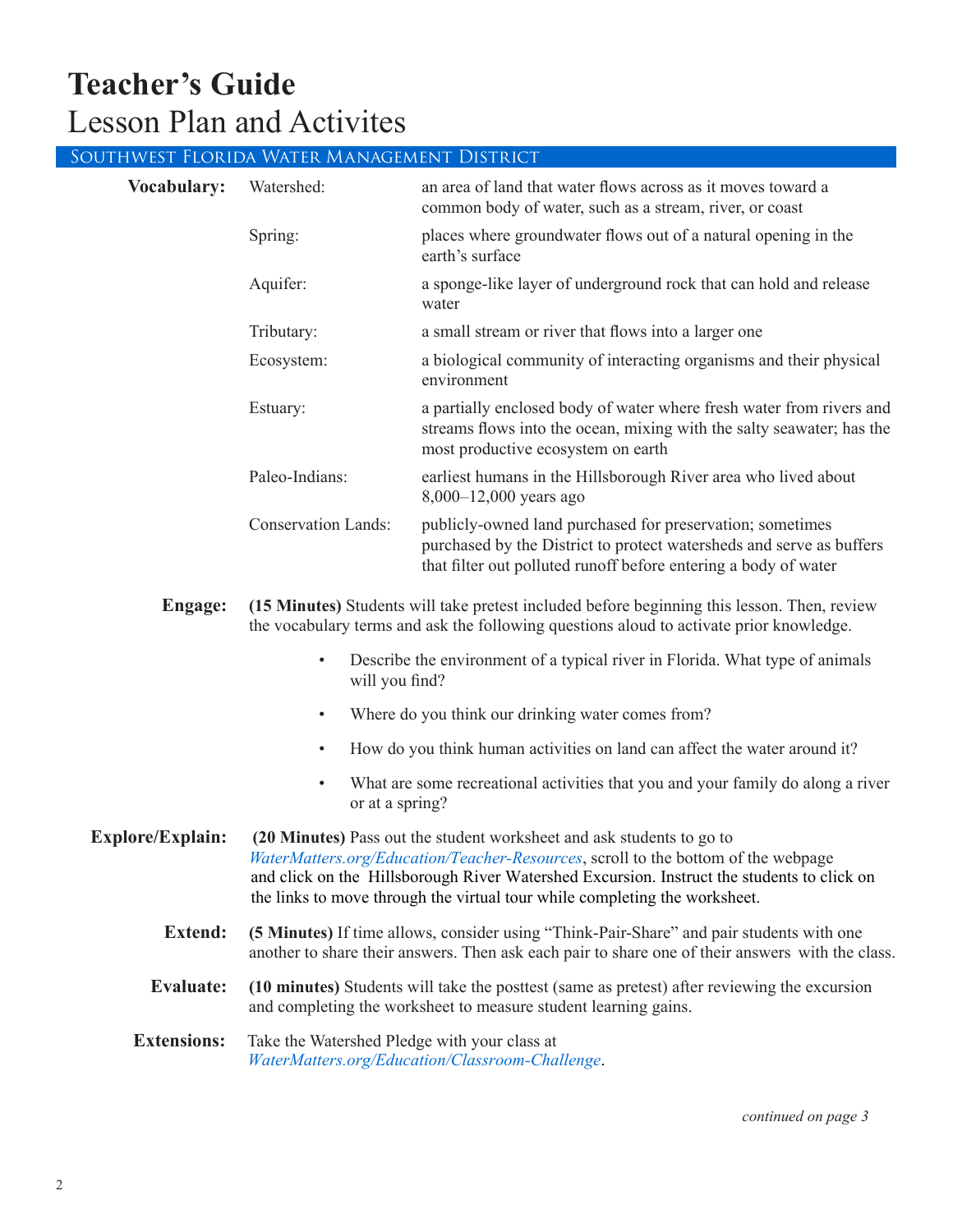# Teacher's Guide

## Lesson Plan and Activites

SOUTHWEST FLORIDA WATER MANAGEMENT DISTRICT

**Vocabulary:**

| Term | Definition |
|---|---|
| Watershed: | an area of land that water flows across as it moves toward a common body of water, such as a stream, river, or coast |
| Spring: | places where groundwater flows out of a natural opening in the earth's surface |
| Aquifer: | a sponge-like layer of underground rock that can hold and release water |
| Tributary: | a small stream or river that flows into a larger one |
| Ecosystem: | a biological community of interacting organisms and their physical environment |
| Estuary: | a partially enclosed body of water where fresh water from rivers and streams flows into the ocean, mixing with the salty seawater; has the most productive ecosystem on earth |
| Paleo-Indians: | earliest humans in the Hillsborough River area who lived about 8,000–12,000 years ago |
| Conservation Lands: | publicly-owned land purchased for preservation; sometimes purchased by the District to protect watersheds and serve as buffers that filter out polluted runoff before entering a body of water |

**Engage:** **(15 Minutes)** Students will take pretest included before beginning this lesson. Then, review the vocabulary terms and ask the following questions aloud to activate prior knowledge.

- Describe the environment of a typical river in Florida. What type of animals will you find?
- Where do you think our drinking water comes from?
- How do you think human activities on land can affect the water around it?
- What are some recreational activities that you and your family do along a river or at a spring?

**Explore/Explain:** **(20 Minutes)** Pass out the student worksheet and ask students to go to *WaterMatters.org/Education/Teacher-Resources*, scroll to the bottom of the webpage and click on the Hillsborough River Watershed Excursion. Instruct the students to click on the links to move through the virtual tour while completing the worksheet.

**Extend:** **(5 Minutes)** If time allows, consider using "Think-Pair-Share" and pair students with one another to share their answers. Then ask each pair to share one of their answers with the class.

**Evaluate:** **(10 minutes)** Students will take the posttest (same as pretest) after reviewing the excursion and completing the worksheet to measure student learning gains.

**Extensions:** Take the Watershed Pledge with your class at *WaterMatters.org/Education/Classroom-Challenge*.

*continued on page 3*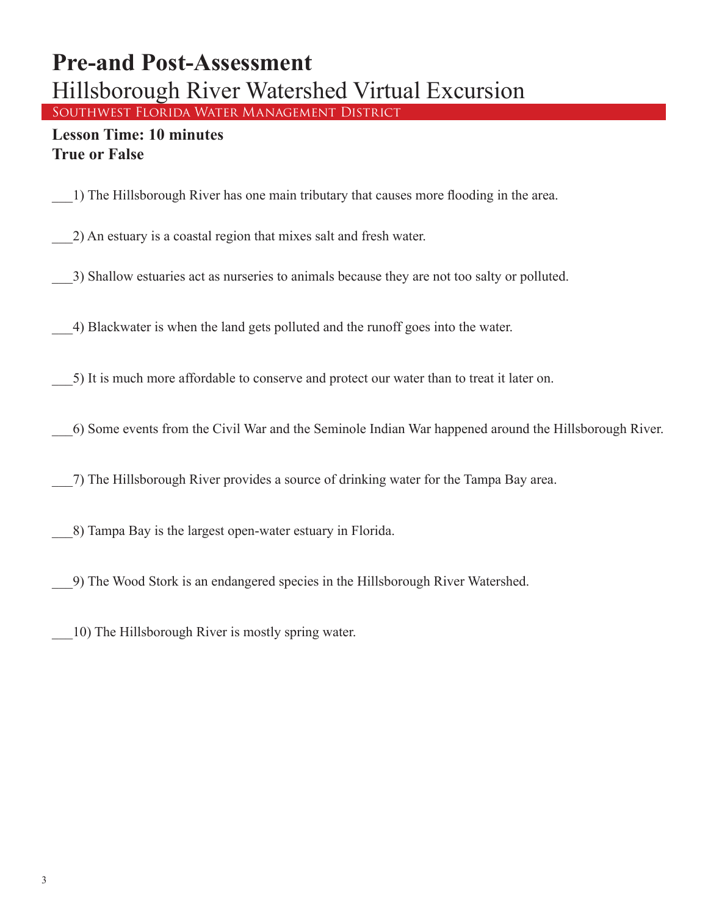# Pre-and Post-Assessment

## Hillsborough River Watershed Virtual Excursion

SOUTHWEST FLORIDA WATER MANAGEMENT DISTRICT

**Lesson Time: 10 minutes**

**True or False**

___1) The Hillsborough River has one main tributary that causes more flooding in the area.

___2) An estuary is a coastal region that mixes salt and fresh water.

___3) Shallow estuaries act as nurseries to animals because they are not too salty or polluted.

___4) Blackwater is when the land gets polluted and the runoff goes into the water.

___5) It is much more affordable to conserve and protect our water than to treat it later on.

___6) Some events from the Civil War and the Seminole Indian War happened around the Hillsborough River.

___7) The Hillsborough River provides a source of drinking water for the Tampa Bay area.

___8) Tampa Bay is the largest open-water estuary in Florida.

___9) The Wood Stork is an endangered species in the Hillsborough River Watershed.

___10) The Hillsborough River is mostly spring water.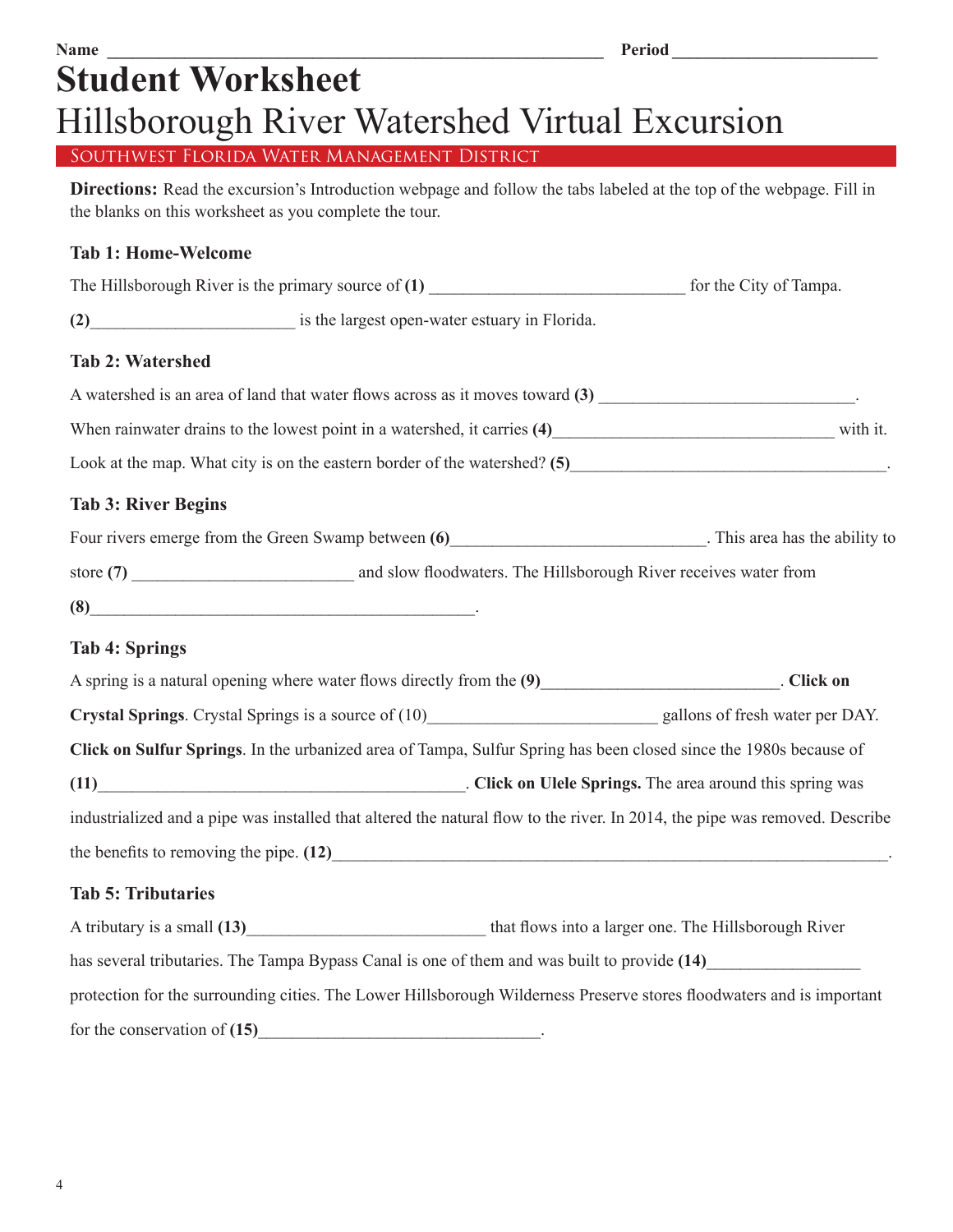Name ________________________________________________________ Period ________________________

# Student Worksheet

## Hillsborough River Watershed Virtual Excursion

Southwest Florida Water Management District

**Directions:** Read the excursion's Introduction webpage and follow the tabs labeled at the top of the webpage. Fill in the blanks on this worksheet as you complete the tour.

### Tab 1: Home-Welcome

The Hillsborough River is the primary source of **(1)** _____________________________ for the City of Tampa.

**(2)**_______________________ is the largest open-water estuary in Florida.

### Tab 2: Watershed

A watershed is an area of land that water flows across as it moves toward **(3)** _____________________________.

When rainwater drains to the lowest point in a watershed, it carries **(4)**________________________________ with it.

Look at the map. What city is on the eastern border of the watershed? **(5)**____________________________________.

### Tab 3: River Begins

Four rivers emerge from the Green Swamp between **(6)**_____________________________. This area has the ability to store **(7)** _________________________ and slow floodwaters. The Hillsborough River receives water from **(8)**____________________________________________.

### Tab 4: Springs

A spring is a natural opening where water flows directly from the **(9)**___________________________. **Click on Crystal Springs**. Crystal Springs is a source of (10)__________________________ gallons of fresh water per DAY. **Click on Sulfur Springs**. In the urbanized area of Tampa, Sulfur Spring has been closed since the 1980s because of **(11)**__________________________________________. **Click on Ulele Springs.** The area around this spring was industrialized and a pipe was installed that altered the natural flow to the river. In 2014, the pipe was removed. Describe the benefits to removing the pipe. **(12)**_________________________________________________________________.

### Tab 5: Tributaries

A tributary is a small **(13)**___________________________ that flows into a larger one. The Hillsborough River has several tributaries. The Tampa Bypass Canal is one of them and was built to provide **(14)**_________________ protection for the surrounding cities. The Lower Hillsborough Wilderness Preserve stores floodwaters and is important for the conservation of **(15)**________________________________.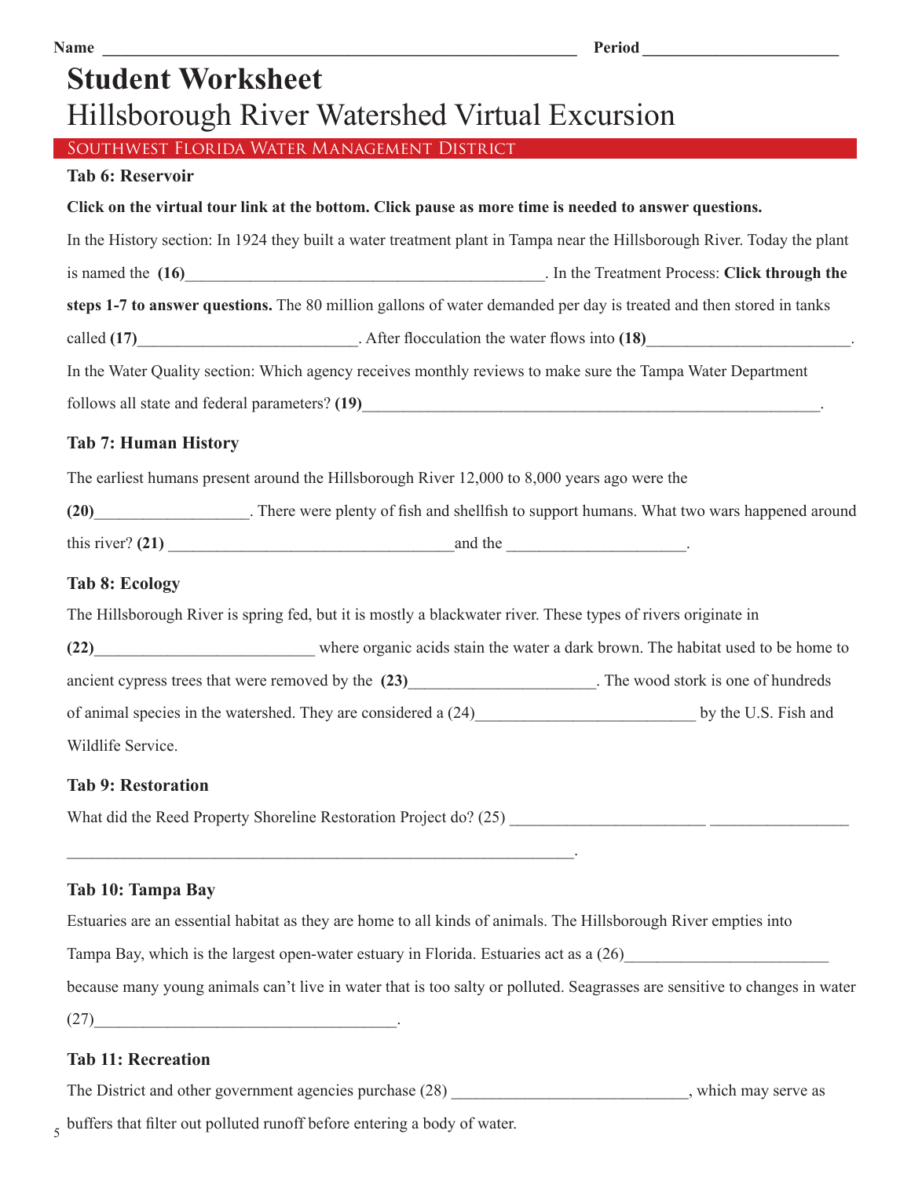**Name** \_\_\_\_\_\_\_\_\_\_\_\_\_\_\_\_\_\_\_\_\_\_\_\_\_\_\_\_\_\_\_\_\_\_\_\_\_\_\_\_\_\_\_\_\_\_\_\_\_\_\_\_\_\_\_\_\_\_ **Period** \_\_\_\_\_\_\_\_\_\_\_\_\_\_\_\_\_\_\_\_\_\_\_\_

# Student Worksheet

## Hillsborough River Watershed Virtual Excursion

SOUTHWEST FLORIDA WATER MANAGEMENT DISTRICT

### Tab 6: Reservoir

**Click on the virtual tour link at the bottom. Click pause as more time is needed to answer questions.**

In the History section: In 1924 they built a water treatment plant in Tampa near the Hillsborough River. Today the plant is named the **(16)**\_\_\_\_\_\_\_\_\_\_\_\_\_\_\_\_\_\_\_\_\_\_\_\_\_\_\_\_\_\_\_\_\_\_\_\_\_\_\_\_\_\_\_\_. In the Treatment Process: **Click through the steps 1-7 to answer questions.** The 80 million gallons of water demanded per day is treated and then stored in tanks called **(17)**\_\_\_\_\_\_\_\_\_\_\_\_\_\_\_\_\_\_\_\_\_\_\_\_\_\_\_. After flocculation the water flows into **(18)**\_\_\_\_\_\_\_\_\_\_\_\_\_\_\_\_\_\_\_\_\_\_\_\_\_.

In the Water Quality section: Which agency receives monthly reviews to make sure the Tampa Water Department follows all state and federal parameters? **(19)**\_\_\_\_\_\_\_\_\_\_\_\_\_\_\_\_\_\_\_\_\_\_\_\_\_\_\_\_\_\_\_\_\_\_\_\_\_\_\_\_\_\_\_\_\_\_\_\_\_\_\_\_\_\_\_\_\_\_.

### Tab 7: Human History

The earliest humans present around the Hillsborough River 12,000 to 8,000 years ago were the **(20)**\_\_\_\_\_\_\_\_\_\_\_\_\_\_\_\_\_\_\_. There were plenty of fish and shellfish to support humans. What two wars happened around this river? **(21)** \_\_\_\_\_\_\_\_\_\_\_\_\_\_\_\_\_\_\_\_\_\_\_\_\_\_\_\_\_\_\_\_\_\_\_\_and the \_\_\_\_\_\_\_\_\_\_\_\_\_\_\_\_\_\_\_\_\_\_.

### Tab 8: Ecology

The Hillsborough River is spring fed, but it is mostly a blackwater river. These types of rivers originate in **(22)**\_\_\_\_\_\_\_\_\_\_\_\_\_\_\_\_\_\_\_\_\_\_\_\_\_\_\_ where organic acids stain the water a dark brown. The habitat used to be home to ancient cypress trees that were removed by the **(23)**\_\_\_\_\_\_\_\_\_\_\_\_\_\_\_\_\_\_\_\_\_\_\_. The wood stork is one of hundreds of animal species in the watershed. They are considered a (24)\_\_\_\_\_\_\_\_\_\_\_\_\_\_\_\_\_\_\_\_\_\_\_\_\_\_\_ by the U.S. Fish and Wildlife Service.

### Tab 9: Restoration

What did the Reed Property Shoreline Restoration Project do? (25) \_\_\_\_\_\_\_\_\_\_\_\_\_\_\_\_\_\_\_\_\_\_\_\_ \_\_\_\_\_\_\_\_\_\_\_\_\_\_\_\_\_
\_\_\_\_\_\_\_\_\_\_\_\_\_\_\_\_\_\_\_\_\_\_\_\_\_\_\_\_\_\_\_\_\_\_\_\_\_\_\_\_\_\_\_\_\_\_\_\_\_\_\_\_\_\_\_\_\_\_\_\_\_\_\_\_.

### Tab 10: Tampa Bay

Estuaries are an essential habitat as they are home to all kinds of animals. The Hillsborough River empties into Tampa Bay, which is the largest open-water estuary in Florida. Estuaries act as a (26)\_\_\_\_\_\_\_\_\_\_\_\_\_\_\_\_\_\_\_\_\_\_\_\_\_ because many young animals can't live in water that is too salty or polluted. Seagrasses are sensitive to changes in water (27)\_\_\_\_\_\_\_\_\_\_\_\_\_\_\_\_\_\_\_\_\_\_\_\_\_\_\_\_\_\_\_\_\_\_\_\_\_\_.

### Tab 11: Recreation

The District and other government agencies purchase (28) \_\_\_\_\_\_\_\_\_\_\_\_\_\_\_\_\_\_\_\_\_\_\_\_\_\_\_\_\_, which may serve as buffers that filter out polluted runoff before entering a body of water.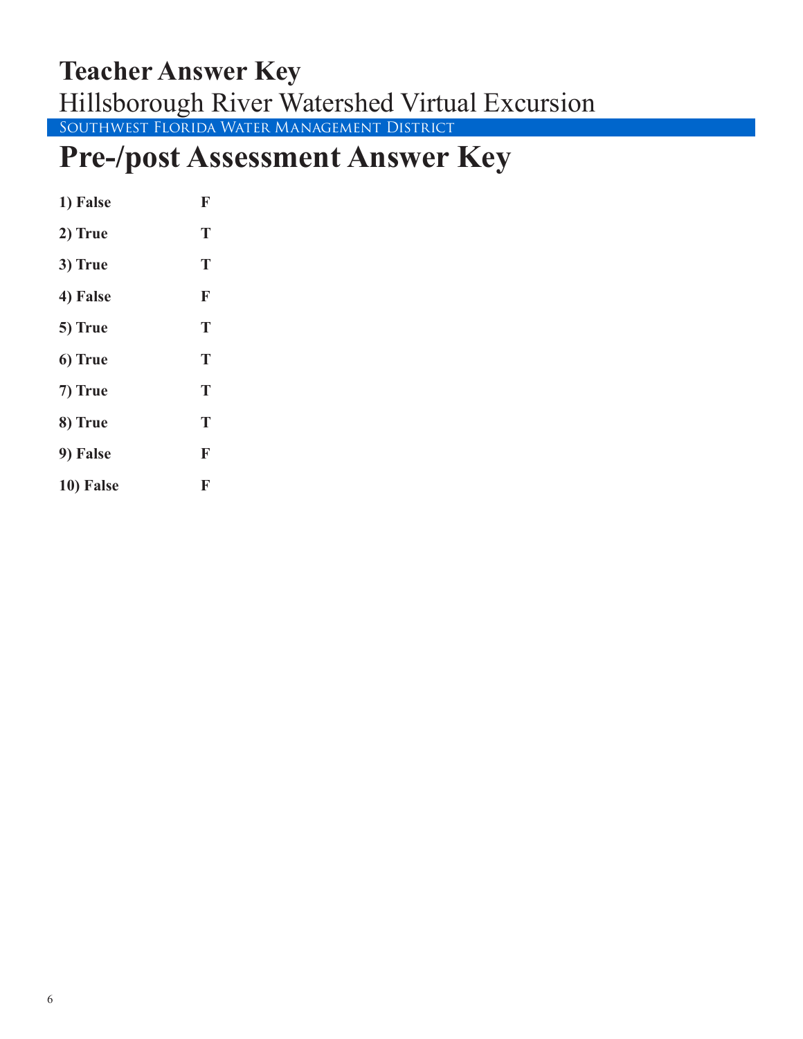# Teacher Answer Key

Hillsborough River Watershed Virtual Excursion

Southwest Florida Water Management District

## Pre-/post Assessment Answer Key

| | |
|---|---|
| **1) False** | **F** |
| **2) True** | **T** |
| **3) True** | **T** |
| **4) False** | **F** |
| **5) True** | **T** |
| **6) True** | **T** |
| **7) True** | **T** |
| **8) True** | **T** |
| **9) False** | **F** |
| **10) False** | **F** |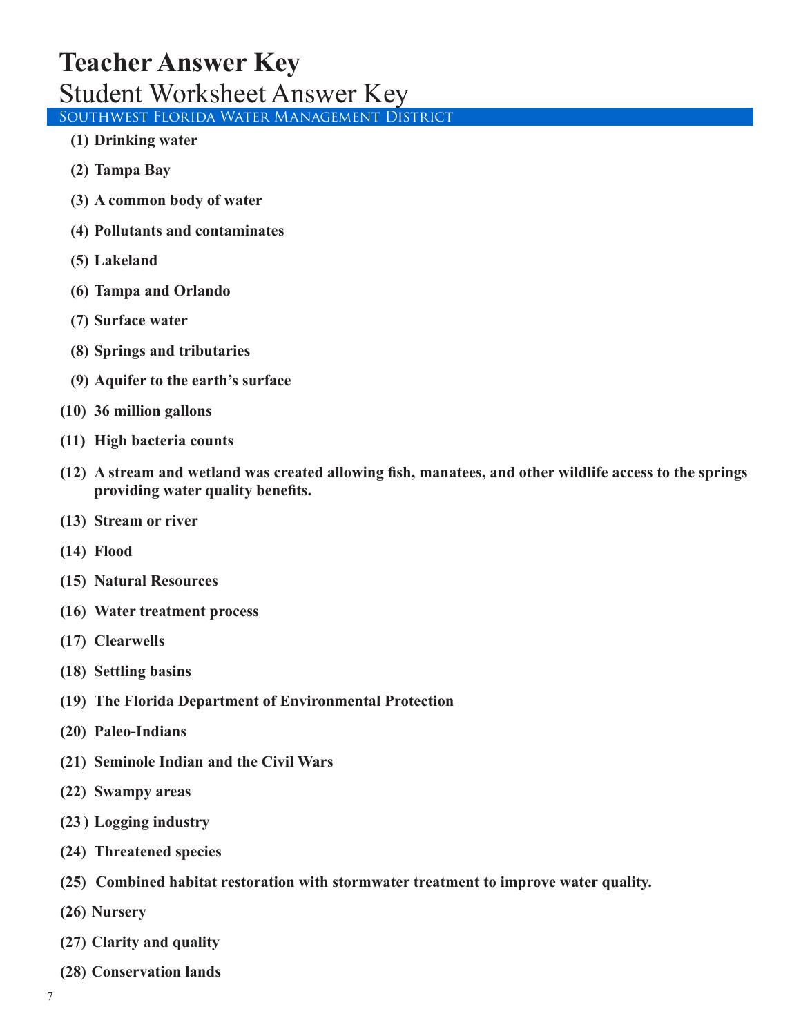# Teacher Answer Key

## Student Worksheet Answer Key

Southwest Florida Water Management District

**(1) Drinking water**

**(2) Tampa Bay**

**(3) A common body of water**

**(4) Pollutants and contaminates**

**(5) Lakeland**

**(6) Tampa and Orlando**

**(7) Surface water**

**(8) Springs and tributaries**

**(9) Aquifer to the earth's surface**

**(10) 36 million gallons**

**(11) High bacteria counts**

**(12) A stream and wetland was created allowing fish, manatees, and other wildlife access to the springs providing water quality benefits.**

**(13) Stream or river**

**(14) Flood**

**(15) Natural Resources**

**(16) Water treatment process**

**(17) Clearwells**

**(18) Settling basins**

**(19) The Florida Department of Environmental Protection**

**(20) Paleo-Indians**

**(21) Seminole Indian and the Civil Wars**

**(22) Swampy areas**

**(23 ) Logging industry**

**(24) Threatened species**

**(25) Combined habitat restoration with stormwater treatment to improve water quality.**

**(26) Nursery**

**(27) Clarity and quality**

**(28) Conservation lands**